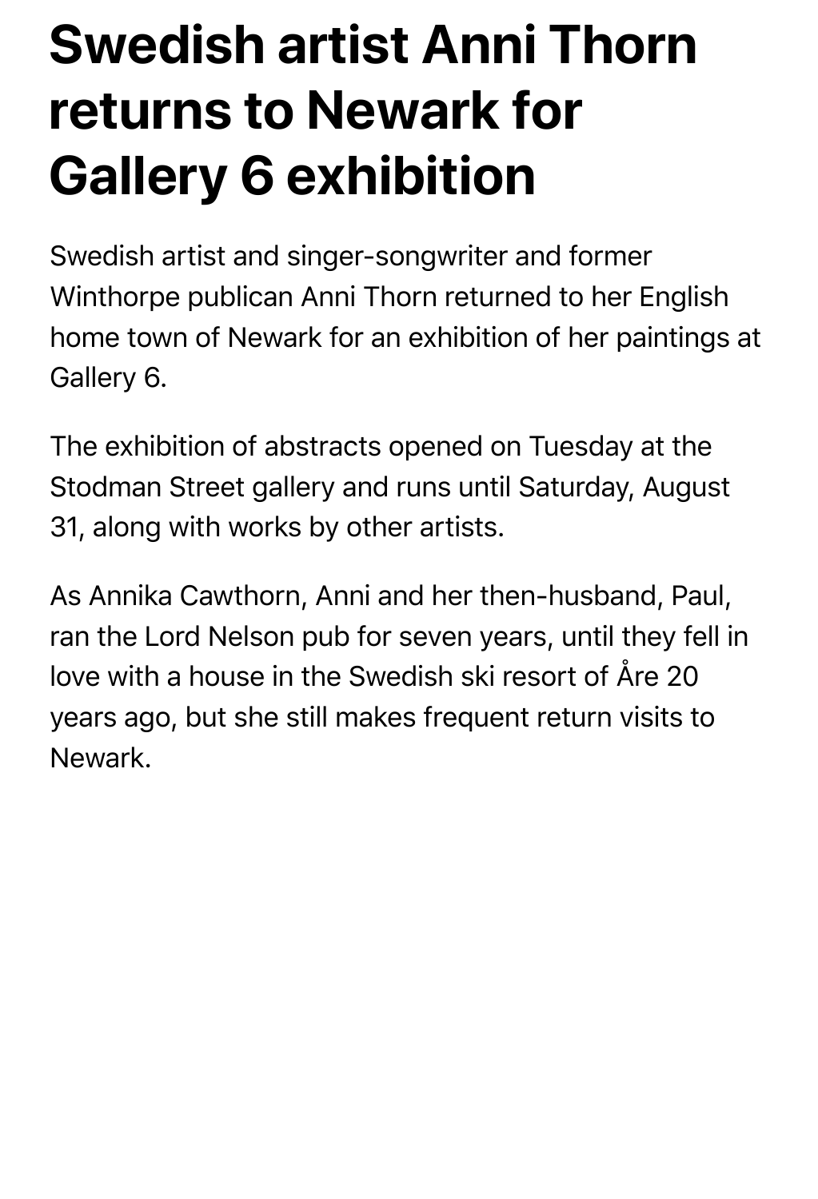# Swedish artist Anni Thorn returns to Newark for Gallery 6 exhibition

Swedish artist and singer-songwriter and former Winthorpe publican Anni Thorn returned to her English home town of Newark for an exhibition of her paintings at Gallery 6.

The exhibition of abstracts opened on Tuesday at the Stodman Street gallery and runs until Saturday, August 31, along with works by other artists.

As Annika Cawthorn, Anni and her then-husband, Paul, ran the Lord Nelson pub for seven years, until they fell in love with a house in the Swedish ski resort of Åre 20 years ago, but she still makes frequent return visits to Newark.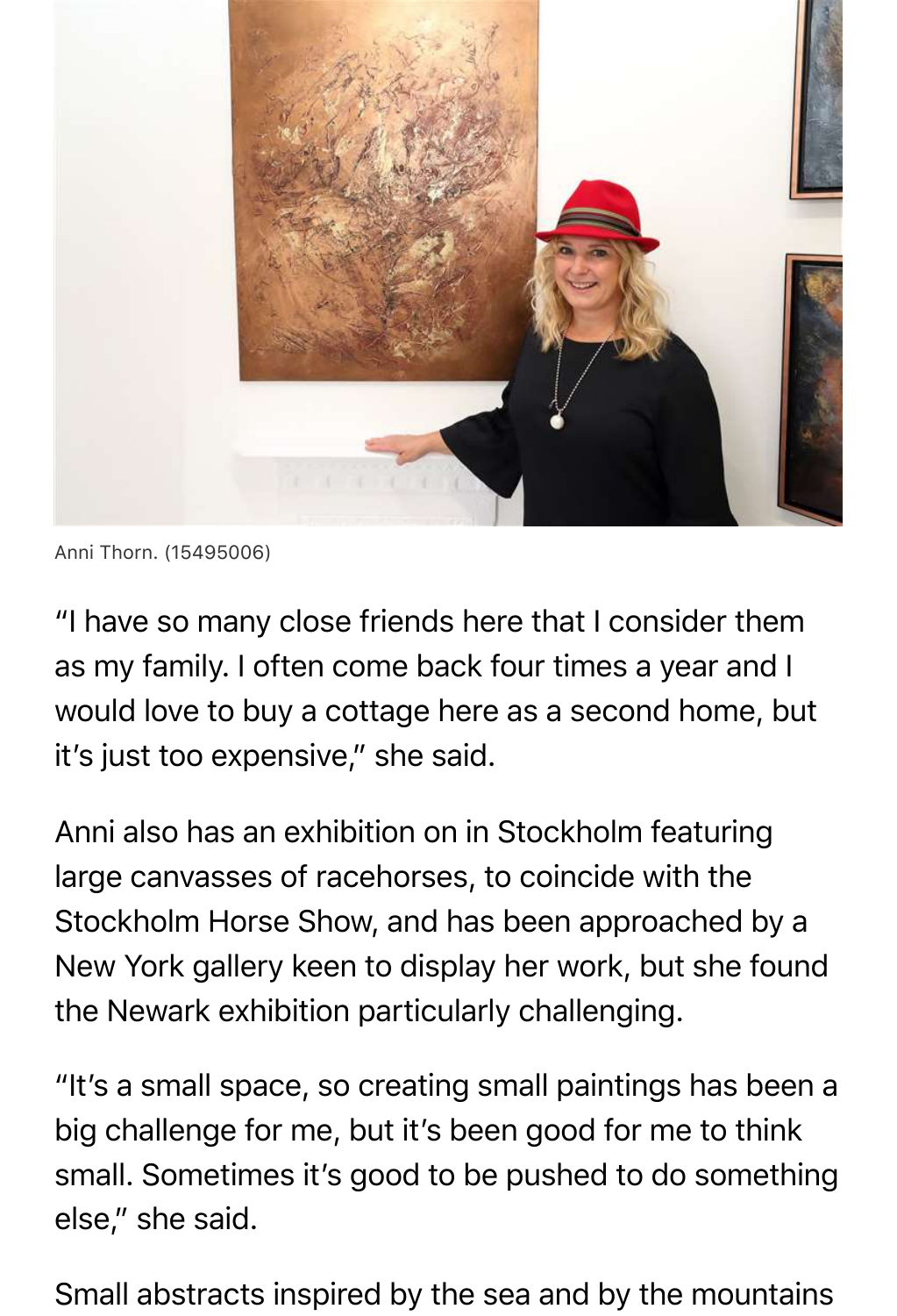Anni Thorn. (15495006)

"I have so many close friends here that I consider them as my family. I often come back four times a year and I would love to buy a cottage here as a second home, but it's just too expensive," she said.

Anni also has an exhibition on in Stockholm featuring large canvasses of racehorses, to coincide with the Stockholm Horse Show, and has been approached by a New York gallery keen to display her work, but she found the Newark exhibition particularly challenging.

"It's a small space, so creating small paintings has been a big challenge for me, but it's been good for me to think small. Sometimes it's good to be pushed to do something else," she said.

Small abstracts inspired by the sea and by the mountains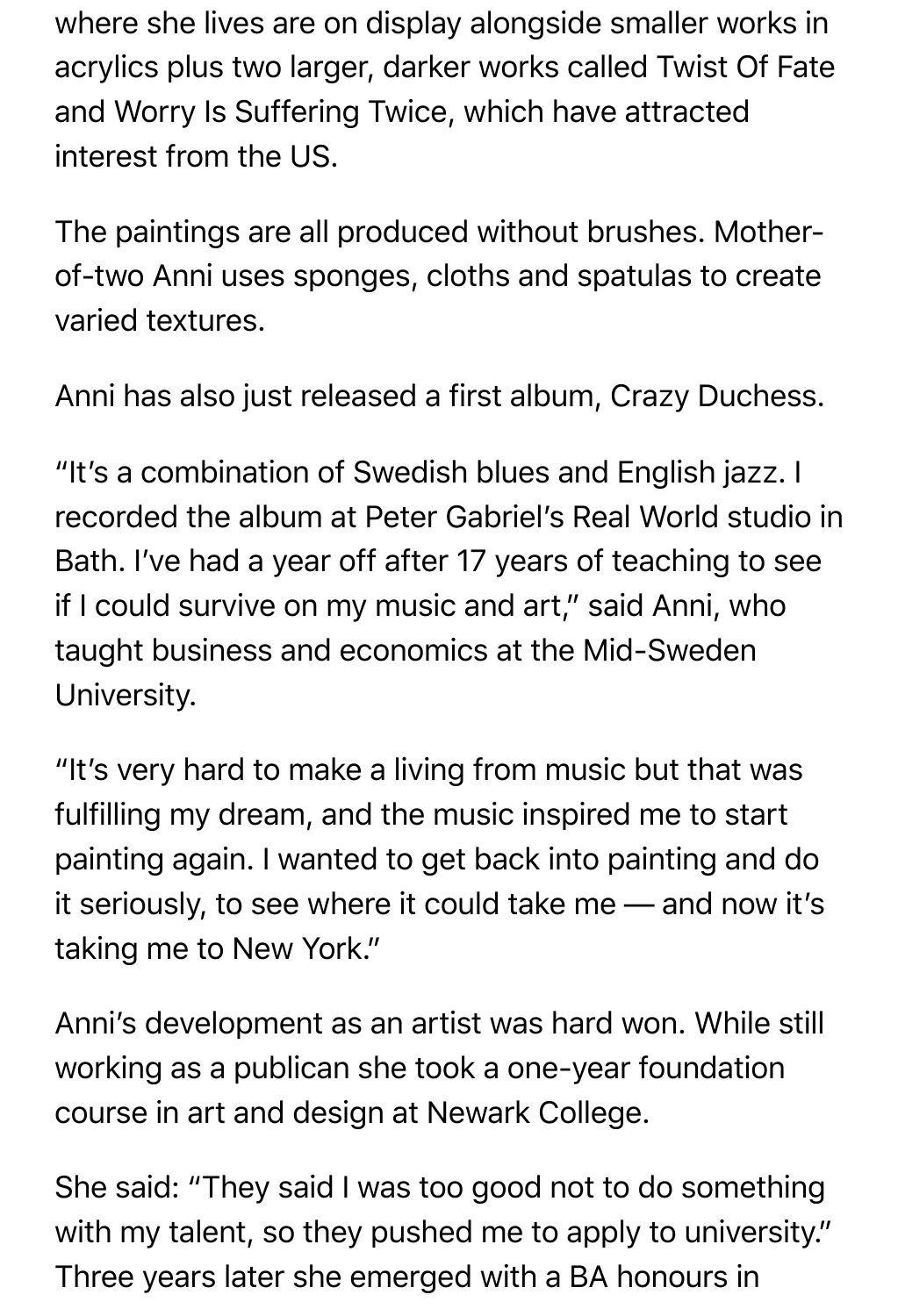where she lives are on display alongside smaller works in acrylics plus two larger, darker works called Twist Of Fate and Worry Is Suffering Twice, which have attracted interest from the US.

The paintings are all produced without brushes. Mother-of-two Anni uses sponges, cloths and spatulas to create varied textures.

Anni has also just released a first album, Crazy Duchess.

"It's a combination of Swedish blues and English jazz. I recorded the album at Peter Gabriel's Real World studio in Bath. I've had a year off after 17 years of teaching to see if I could survive on my music and art," said Anni, who taught business and economics at the Mid-Sweden University.

"It's very hard to make a living from music but that was fulfilling my dream, and the music inspired me to start painting again. I wanted to get back into painting and do it seriously, to see where it could take me — and now it's taking me to New York."

Anni's development as an artist was hard won. While still working as a publican she took a one-year foundation course in art and design at Newark College.

She said: "They said I was too good not to do something with my talent, so they pushed me to apply to university." Three years later she emerged with a BA honours in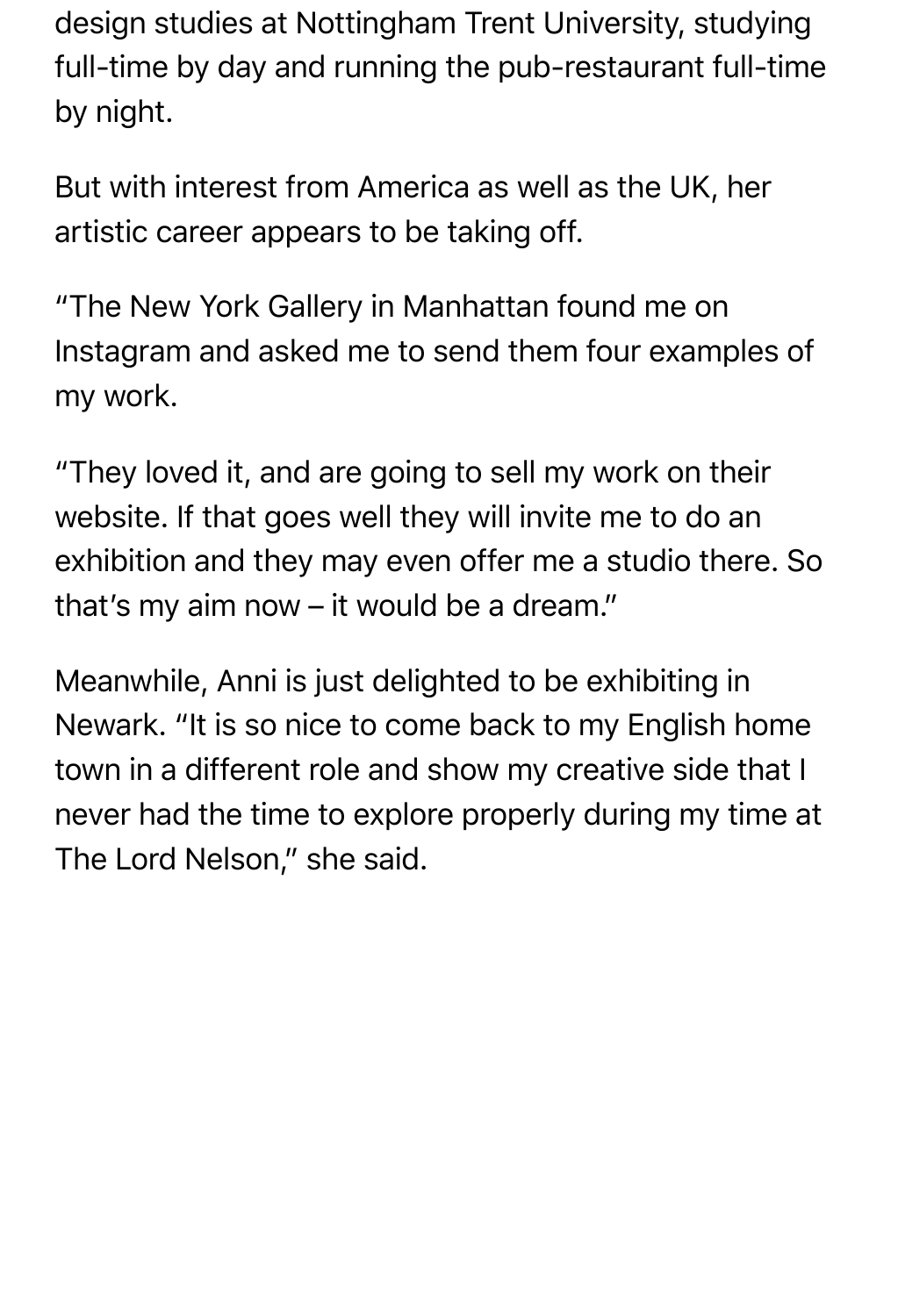design studies at Nottingham Trent University, studying full-time by day and running the pub-restaurant full-time by night.

But with interest from America as well as the UK, her artistic career appears to be taking off.

"The New York Gallery in Manhattan found me on Instagram and asked me to send them four examples of my work.

"They loved it, and are going to sell my work on their website. If that goes well they will invite me to do an exhibition and they may even offer me a studio there. So that's my aim now – it would be a dream."

Meanwhile, Anni is just delighted to be exhibiting in Newark. "It is so nice to come back to my English home town in a different role and show my creative side that I never had the time to explore properly during my time at The Lord Nelson," she said.